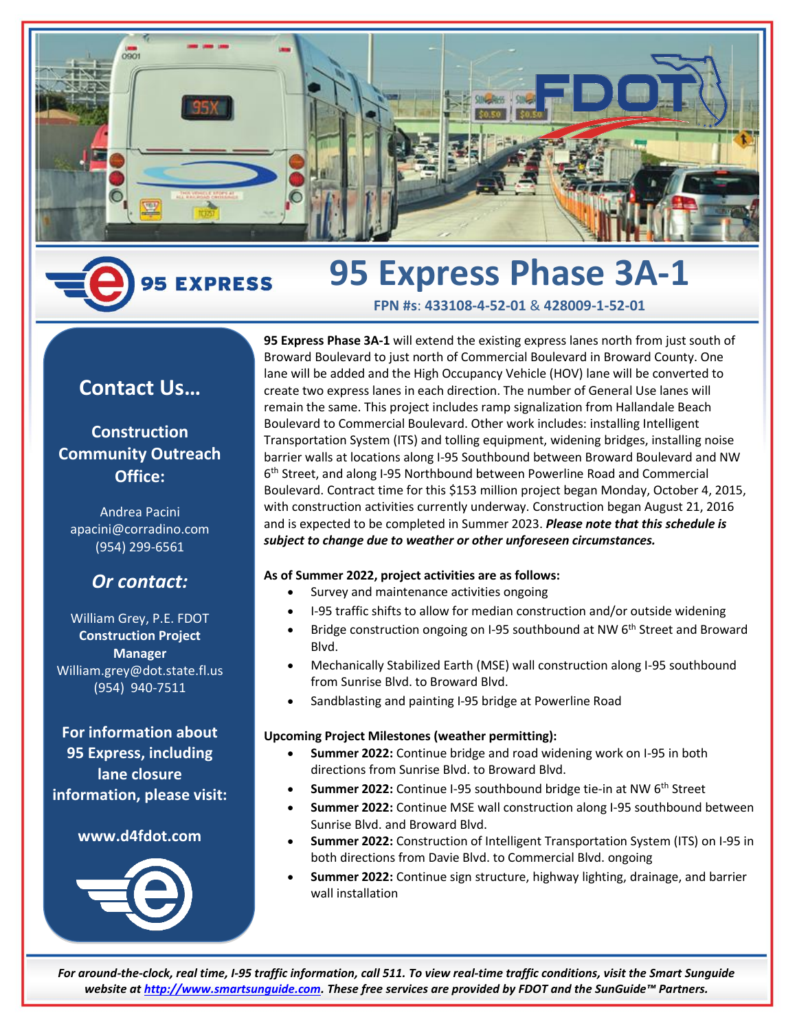# 95 Express Phase 3A-1

**FPN #s: 433108-4-52-01 & 428009-1-52-01**

**95 Express Phase 3A-1** will extend the existing express lanes north from just south of Broward Boulevard to just north of Commercial Boulevard in Broward County. One lane will be added and the High Occupancy Vehicle (HOV) lane will be converted to create two express lanes in each direction. The number of General Use lanes will remain the same. This project includes ramp signalization from Hallandale Beach Boulevard to Commercial Boulevard. Other work includes: installing Intelligent Transportation System (ITS) and tolling equipment, widening bridges, installing noise barrier walls at locations along I-95 Southbound between Broward Boulevard and NW 6th Street, and along I-95 Northbound between Powerline Road and Commercial Boulevard. Contract time for this $153 million project began Monday, October 4, 2015, with construction activities currently underway. Construction began August 21, 2016 and is expected to be completed in Summer 2023. ***Please note that this schedule is subject to change due to weather or other unforeseen circumstances.***

**As of Summer 2022, project activities are as follows:**

- Survey and maintenance activities ongoing
- I-95 traffic shifts to allow for median construction and/or outside widening
- Bridge construction ongoing on I-95 southbound at NW 6th Street and Broward Blvd.
- Mechanically Stabilized Earth (MSE) wall construction along I-95 southbound from Sunrise Blvd. to Broward Blvd.
- Sandblasting and painting I-95 bridge at Powerline Road

**Upcoming Project Milestones (weather permitting):**

- **Summer 2022:** Continue bridge and road widening work on I-95 in both directions from Sunrise Blvd. to Broward Blvd.
- **Summer 2022:** Continue I-95 southbound bridge tie-in at NW 6th Street
- **Summer 2022:** Continue MSE wall construction along I-95 southbound between Sunrise Blvd. and Broward Blvd.
- **Summer 2022:** Construction of Intelligent Transportation System (ITS) on I-95 in both directions from Davie Blvd. to Commercial Blvd. ongoing
- **Summer 2022:** Continue sign structure, highway lighting, drainage, and barrier wall installation

## Contact Us…

**Construction Community Outreach Office:**

Andrea Pacini
apacini@corradino.com
(954) 299-6561

### *Or contact:*

William Grey, P.E. FDOT
**Construction Project Manager**
William.grey@dot.state.fl.us
(954) 940-7511

**For information about 95 Express, including lane closure information, please visit:**

**www.d4fdot.com**

***For around-the-clock, real time, I-95 traffic information, call 511. To view real-time traffic conditions, visit the Smart Sunguide website at [http://www.smartsunguide.com](http://www.smartsunguide.com). These free services are provided by FDOT and the SunGuide™ Partners.***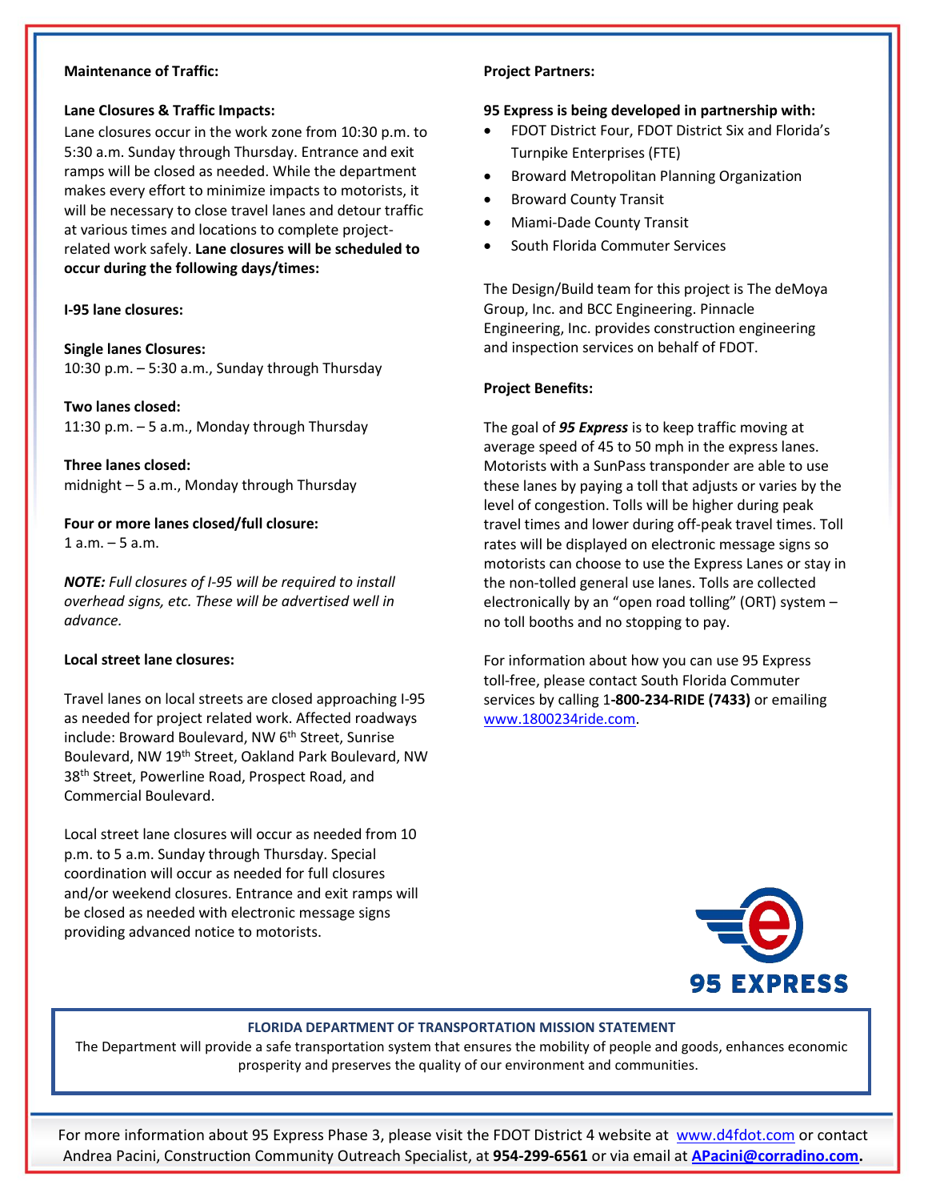**Maintenance of Traffic:**

**Lane Closures & Traffic Impacts:**

Lane closures occur in the work zone from 10:30 p.m. to 5:30 a.m. Sunday through Thursday. Entrance and exit ramps will be closed as needed. While the department makes every effort to minimize impacts to motorists, it will be necessary to close travel lanes and detour traffic at various times and locations to complete project-related work safely. **Lane closures will be scheduled to occur during the following days/times:**

**I-95 lane closures:**

**Single lanes Closures:**
10:30 p.m. – 5:30 a.m., Sunday through Thursday

**Two lanes closed:**
11:30 p.m. – 5 a.m., Monday through Thursday

**Three lanes closed:**
midnight – 5 a.m., Monday through Thursday

**Four or more lanes closed/full closure:**
1 a.m. – 5 a.m.

***NOTE:*** *Full closures of I-95 will be required to install overhead signs, etc. These will be advertised well in advance.*

**Local street lane closures:**

Travel lanes on local streets are closed approaching I-95 as needed for project related work. Affected roadways include: Broward Boulevard, NW 6th Street, Sunrise Boulevard, NW 19th Street, Oakland Park Boulevard, NW 38th Street, Powerline Road, Prospect Road, and Commercial Boulevard.

Local street lane closures will occur as needed from 10 p.m. to 5 a.m. Sunday through Thursday. Special coordination will occur as needed for full closures and/or weekend closures. Entrance and exit ramps will be closed as needed with electronic message signs providing advanced notice to motorists.

**Project Partners:**

**95 Express is being developed in partnership with:**

- FDOT District Four, FDOT District Six and Florida's Turnpike Enterprises (FTE)
- Broward Metropolitan Planning Organization
- Broward County Transit
- Miami-Dade County Transit
- South Florida Commuter Services

The Design/Build team for this project is The deMoya Group, Inc. and BCC Engineering. Pinnacle Engineering, Inc. provides construction engineering and inspection services on behalf of FDOT.

**Project Benefits:**

The goal of ***95 Express*** is to keep traffic moving at average speed of 45 to 50 mph in the express lanes. Motorists with a SunPass transponder are able to use these lanes by paying a toll that adjusts or varies by the level of congestion. Tolls will be higher during peak travel times and lower during off-peak travel times. Toll rates will be displayed on electronic message signs so motorists can choose to use the Express Lanes or stay in the non-tolled general use lanes. Tolls are collected electronically by an "open road tolling" (ORT) system – no toll booths and no stopping to pay.

For information about how you can use 95 Express toll-free, please contact South Florida Commuter services by calling 1**-800-234-RIDE (7433)** or emailing www.1800234ride.com.

95 EXPRESS

**FLORIDA DEPARTMENT OF TRANSPORTATION MISSION STATEMENT**

The Department will provide a safe transportation system that ensures the mobility of people and goods, enhances economic prosperity and preserves the quality of our environment and communities.

For more information about 95 Express Phase 3, please visit the FDOT District 4 website at www.d4fdot.com or contact Andrea Pacini, Construction Community Outreach Specialist, at **954-299-6561** or via email at **APacini@corradino.com.**